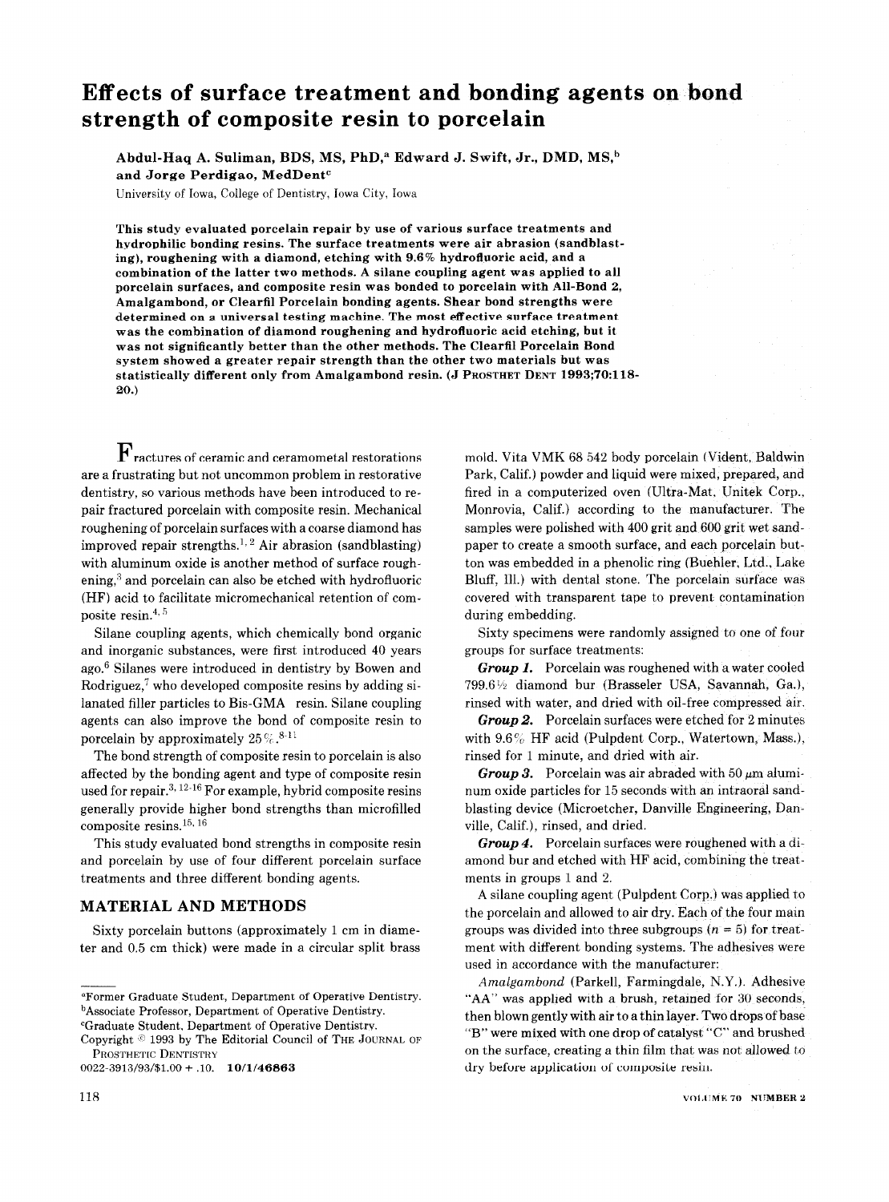# Effects of surface treatment and bonding agents on bond strength of composite resin to porcelain

**Abdul-Haq A. Suliman, BDS, MS, PhD,[a] Edward J. Swift, Jr., DMD, MS,[b] and Jorge Perdigao, MedDent[c]**

University of Iowa, College of Dentistry, Iowa City, Iowa

**This study evaluated porcelain repair by use of various surface treatments and hydrophilic bonding resins. The surface treatments were air abrasion (sandblasting), roughening with a diamond, etching with 9.6% hydrofluoric acid, and a combination of the latter two methods. A silane coupling agent was applied to all porcelain surfaces, and composite resin was bonded to porcelain with All-Bond 2, Amalgambond, or Clearfil Porcelain bonding agents. Shear bond strengths were determined on a universal testing machine. The most effective surface treatment was the combination of diamond roughening and hydrofluoric acid etching, but it was not significantly better than the other methods. The Clearfil Porcelain Bond system showed a greater repair strength than the other two materials but was statistically different only from Amalgambond resin. (J PROSTHET DENT 1993;70:118-20.)**

Fractures of ceramic and ceramometal restorations are a frustrating but not uncommon problem in restorative dentistry, so various methods have been introduced to repair fractured porcelain with composite resin. Mechanical roughening of porcelain surfaces with a coarse diamond has improved repair strengths.[1,2] Air abrasion (sandblasting) with aluminum oxide is another method of surface roughening,[3] and porcelain can also be etched with hydrofluoric (HF) acid to facilitate micromechanical retention of composite resin.[4,5]

Silane coupling agents, which chemically bond organic and inorganic substances, were first introduced 40 years ago.[6] Silanes were introduced in dentistry by Bowen and Rodriguez,[7] who developed composite resins by adding silanated filler particles to Bis-GMA resin. Silane coupling agents can also improve the bond of composite resin to porcelain by approximately 25%.[8-11]

The bond strength of composite resin to porcelain is also affected by the bonding agent and type of composite resin used for repair.[3,12-16] For example, hybrid composite resins generally provide higher bond strengths than microfilled composite resins.[15,16]

This study evaluated bond strengths in composite resin and porcelain by use of four different porcelain surface treatments and three different bonding agents.

## MATERIAL AND METHODS

Sixty porcelain buttons (approximately 1 cm in diameter and 0.5 cm thick) were made in a circular split brass mold. Vita VMK 68 542 body porcelain (Vident, Baldwin Park, Calif.) powder and liquid were mixed, prepared, and fired in a computerized oven (Ultra-Mat, Unitek Corp., Monrovia, Calif.) according to the manufacturer. The samples were polished with 400 grit and 600 grit wet sandpaper to create a smooth surface, and each porcelain button was embedded in a phenolic ring (Buehler, Ltd., Lake Bluff, Ill.) with dental stone. The porcelain surface was covered with transparent tape to prevent contamination during embedding.

Sixty specimens were randomly assigned to one of four groups for surface treatments:

***Group 1.*** Porcelain was roughened with a water cooled 799.6½ diamond bur (Brasseler USA, Savannah, Ga.), rinsed with water, and dried with oil-free compressed air.

***Group 2.*** Porcelain surfaces were etched for 2 minutes with 9.6% HF acid (Pulpdent Corp., Watertown, Mass.), rinsed for 1 minute, and dried with air.

***Group 3.*** Porcelain was air abraded with 50 μm aluminum oxide particles for 15 seconds with an intraoral sandblasting device (Microetcher, Danville Engineering, Danville, Calif.), rinsed, and dried.

***Group 4.*** Porcelain surfaces were roughened with a diamond bur and etched with HF acid, combining the treatments in groups 1 and 2.

A silane coupling agent (Pulpdent Corp.) was applied to the porcelain and allowed to air dry. Each of the four main groups was divided into three subgroups ($n = 5$) for treatment with different bonding systems. The adhesives were used in accordance with the manufacturer:

*Amalgambond* (Parkell, Farmingdale, N.Y.). Adhesive "AA" was applied with a brush, retained for 30 seconds, then blown gently with air to a thin layer. Two drops of base "B" were mixed with one drop of catalyst "C" and brushed on the surface, creating a thin film that was not allowed to dry before application of composite resin.

---

[a]Former Graduate Student, Department of Operative Dentistry.
[b]Associate Professor, Department of Operative Dentistry.
[c]Graduate Student, Department of Operative Dentistry.
Copyright © 1993 by The Editorial Council of THE JOURNAL OF PROSTHETIC DENTISTRY
0022-3913/93/$1.00 + .10. **10/1/46863**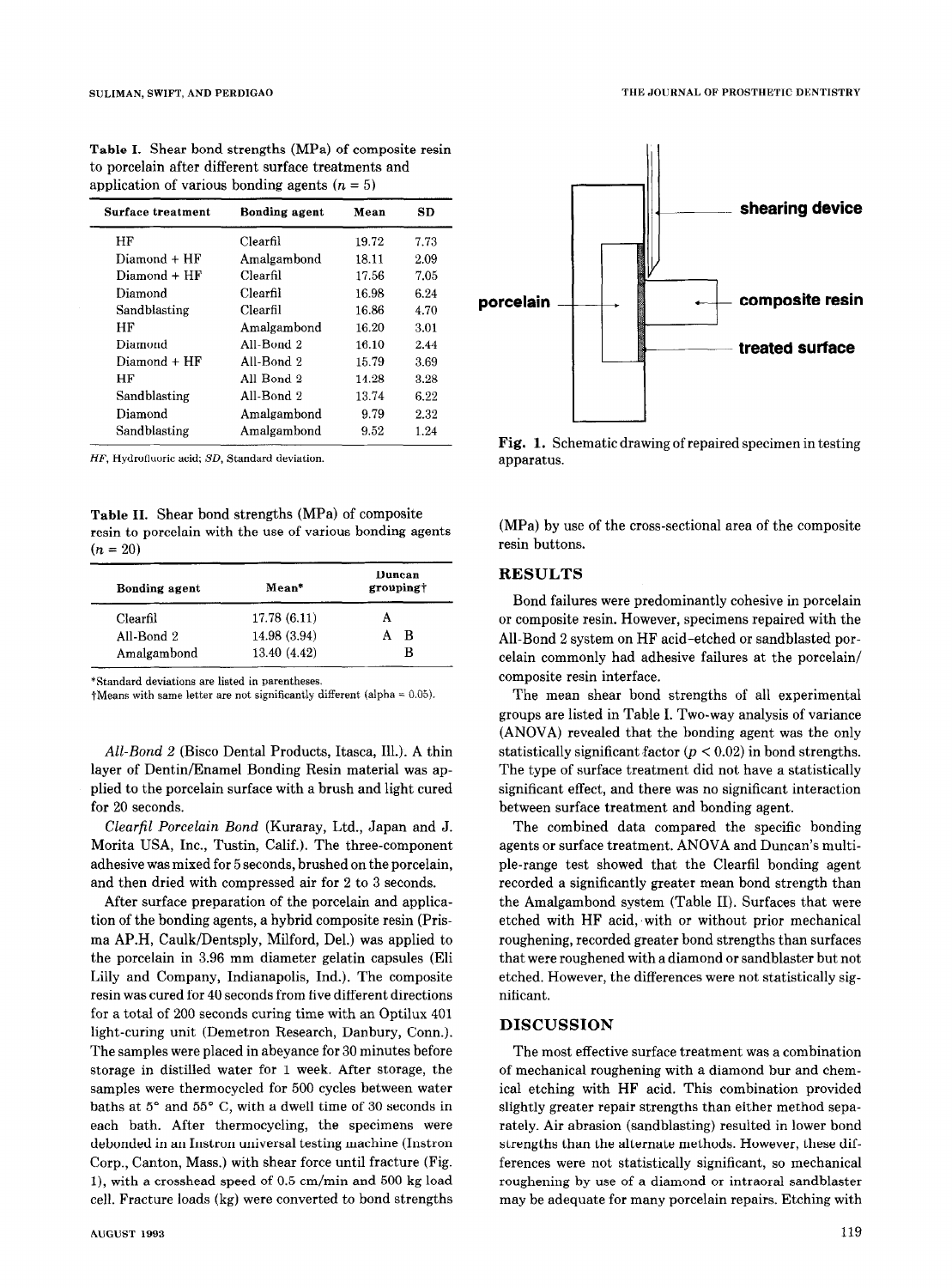**Table I.** Shear bond strengths (MPa) of composite resin to porcelain after different surface treatments and application of various bonding agents ($n = 5$)

| Surface treatment | Bonding agent | Mean | SD |
|---|---|---|---|
| HF | Clearfil | 19.72 | 7.73 |
| Diamond + HF | Amalgambond | 18.11 | 2.09 |
| Diamond + HF | Clearfil | 17.56 | 7.05 |
| Diamond | Clearfil | 16.98 | 6.24 |
| Sandblasting | Clearfil | 16.86 | 4.70 |
| HF | Amalgambond | 16.20 | 3.01 |
| Diamond | All-Bond 2 | 16.10 | 2.44 |
| Diamond + HF | All-Bond 2 | 15.79 | 3.69 |
| HF | All Bond 2 | 14.28 | 3.28 |
| Sandblasting | All-Bond 2 | 13.74 | 6.22 |
| Diamond | Amalgambond | 9.79 | 2.32 |
| Sandblasting | Amalgambond | 9.52 | 1.24 |

*HF*, Hydrofluoric acid; *SD*, Standard deviation.

**Table II.** Shear bond strengths (MPa) of composite resin to porcelain with the use of various bonding agents ($n = 20$)

| Bonding agent | Mean* | Duncan grouping† |
|---|---|---|
| Clearfil | 17.78 (6.11) | A |
| All-Bond 2 | 14.98 (3.94) | A B |
| Amalgambond | 13.40 (4.42) | B |

*Standard deviations are listed in parentheses.
†Means with same letter are not significantly different (alpha = 0.05).

*All-Bond 2* (Bisco Dental Products, Itasca, Ill.). A thin layer of Dentin/Enamel Bonding Resin material was applied to the porcelain surface with a brush and light cured for 20 seconds.

*Clearfil Porcelain Bond* (Kuraray, Ltd., Japan and J. Morita USA, Inc., Tustin, Calif.). The three-component adhesive was mixed for 5 seconds, brushed on the porcelain, and then dried with compressed air for 2 to 3 seconds.

After surface preparation of the porcelain and application of the bonding agents, a hybrid composite resin (Prisma AP.H, Caulk/Dentsply, Milford, Del.) was applied to the porcelain in 3.96 mm diameter gelatin capsules (Eli Lilly and Company, Indianapolis, Ind.). The composite resin was cured for 40 seconds from five different directions for a total of 200 seconds curing time with an Optilux 401 light-curing unit (Demetron Research, Danbury, Conn.). The samples were placed in abeyance for 30 minutes before storage in distilled water for 1 week. After storage, the samples were thermocycled for 500 cycles between water baths at 5° and 55° C, with a dwell time of 30 seconds in each bath. After thermocycling, the specimens were debonded in an Instron universal testing machine (Instron Corp., Canton, Mass.) with shear force until fracture (Fig. 1), with a crosshead speed of 0.5 cm/min and 500 kg load cell. Fracture loads (kg) were converted to bond strengths (MPa) by use of the cross-sectional area of the composite resin buttons.

**Fig. 1.** Schematic drawing of repaired specimen in testing apparatus.

## RESULTS

Bond failures were predominantly cohesive in porcelain or composite resin. However, specimens repaired with the All-Bond 2 system on HF acid–etched or sandblasted porcelain commonly had adhesive failures at the porcelain/composite resin interface.

The mean shear bond strengths of all experimental groups are listed in Table I. Two-way analysis of variance (ANOVA) revealed that the bonding agent was the only statistically significant factor ($p < 0.02$) in bond strengths. The type of surface treatment did not have a statistically significant effect, and there was no significant interaction between surface treatment and bonding agent.

The combined data compared the specific bonding agents or surface treatment. ANOVA and Duncan's multiple-range test showed that the Clearfil bonding agent recorded a significantly greater mean bond strength than the Amalgambond system (Table II). Surfaces that were etched with HF acid, with or without prior mechanical roughening, recorded greater bond strengths than surfaces that were roughened with a diamond or sandblaster but not etched. However, the differences were not statistically significant.

## DISCUSSION

The most effective surface treatment was a combination of mechanical roughening with a diamond bur and chemical etching with HF acid. This combination provided slightly greater repair strengths than either method separately. Air abrasion (sandblasting) resulted in lower bond strengths than the alternate methods. However, these differences were not statistically significant, so mechanical roughening by use of a diamond or intraoral sandblaster may be adequate for many porcelain repairs. Etching with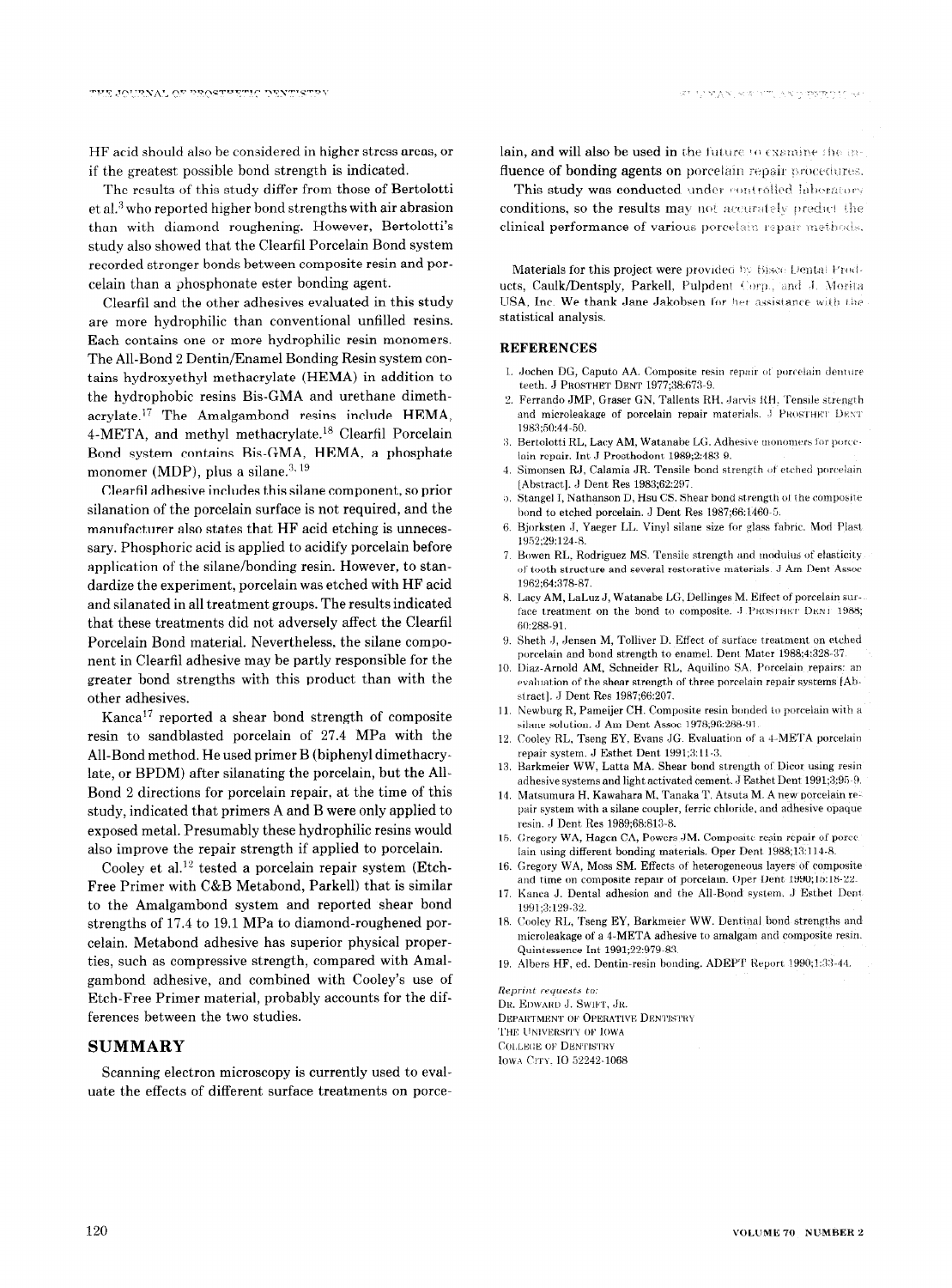HF acid should also be considered in higher stress areas, or if the greatest possible bond strength is indicated.

The results of this study differ from those of Bertolotti et al.[3] who reported higher bond strengths with air abrasion than with diamond roughening. However, Bertolotti's study also showed that the Clearfil Porcelain Bond system recorded stronger bonds between composite resin and porcelain than a phosphonate ester bonding agent.

Clearfil and the other adhesives evaluated in this study are more hydrophilic than conventional unfilled resins. Each contains one or more hydrophilic resin monomers. The All-Bond 2 Dentin/Enamel Bonding Resin system contains hydroxyethyl methacrylate (HEMA) in addition to the hydrophobic resins Bis-GMA and urethane dimethacrylate.[17] The Amalgambond resins include HEMA, 4-META, and methyl methacrylate.[18] Clearfil Porcelain Bond system contains Bis-GMA, HEMA, a phosphate monomer (MDP), plus a silane.[3, 19]

Clearfil adhesive includes this silane component, so prior silanation of the porcelain surface is not required, and the manufacturer also states that HF acid etching is unnecessary. Phosphoric acid is applied to acidify porcelain before application of the silane/bonding resin. However, to standardize the experiment, porcelain was etched with HF acid and silanated in all treatment groups. The results indicated that these treatments did not adversely affect the Clearfil Porcelain Bond material. Nevertheless, the silane component in Clearfil adhesive may be partly responsible for the greater bond strengths with this product than with the other adhesives.

Kanca[17] reported a shear bond strength of composite resin to sandblasted porcelain of 27.4 MPa with the All-Bond method. He used primer B (biphenyl dimethacrylate, or BPDM) after silanating the porcelain, but the All-Bond 2 directions for porcelain repair, at the time of this study, indicated that primers A and B were only applied to exposed metal. Presumably these hydrophilic resins would also improve the repair strength if applied to porcelain.

Cooley et al.[12] tested a porcelain repair system (Etch-Free Primer with C&B Metabond, Parkell) that is similar to the Amalgambond system and reported shear bond strengths of 17.4 to 19.1 MPa to diamond-roughened porcelain. Metabond adhesive has superior physical properties, such as compressive strength, compared with Amalgambond adhesive, and combined with Cooley's use of Etch-Free Primer material, probably accounts for the differences between the two studies.

## SUMMARY

Scanning electron microscopy is currently used to evaluate the effects of different surface treatments on porcelain, and will also be used in the future to examine the influence of bonding agents on porcelain repair procedures.

This study was conducted under controlled laboratory conditions, so the results may not accurately predict the clinical performance of various porcelain repair methods.

Materials for this project were provided by Bisco Dental Products, Caulk/Dentsply, Parkell, Pulpdent Corp., and J. Morita USA, Inc. We thank Jane Jakobsen for her assistance with the statistical analysis.

## REFERENCES

1. Jochen DG, Caputo AA. Composite resin repair of porcelain denture teeth. J PROSTHET DENT 1977;38:673-9.
2. Ferrando JMP, Graser GN, Tallents RH, Jarvis RH. Tensile strength and microleakage of porcelain repair materials. J PROSTHET DENT 1983;50:44-50.
3. Bertolotti RL, Lacy AM, Watanabe LG. Adhesive monomers for porcelain repair. Int J Prosthodont 1989;2:483-9.
4. Simonsen RJ, Calamia JR. Tensile bond strength of etched porcelain [Abstract]. J Dent Res 1983;62:297.
5. Stangel I, Nathanson D, Hsu CS. Shear bond strength of the composite bond to etched porcelain. J Dent Res 1987;66:1460-5.
6. Bjorksten J, Yaeger LL. Vinyl silane size for glass fabric. Mod Plast 1952;29:124-8.
7. Bowen RL, Rodriguez MS. Tensile strength and modulus of elasticity of tooth structure and several restorative materials. J Am Dent Assoc 1962;64:378-87.
8. Lacy AM, LaLuz J, Watanabe LG, Dellinges M. Effect of porcelain surface treatment on the bond to composite. J PROSTHET DENT 1988;60:288-91.
9. Sheth J, Jensen M, Tolliver D. Effect of surface treatment on etched porcelain and bond strength to enamel. Dent Mater 1988;4:328-37.
10. Diaz-Arnold AM, Schneider RL, Aquilino SA. Porcelain repairs: an evaluation of the shear strength of three porcelain repair systems [Abstract]. J Dent Res 1987;66:207.
11. Newburg R, Pameijer CH. Composite resin bonded to porcelain with a silane solution. J Am Dent Assoc 1978;96:288-91.
12. Cooley RL, Tseng EY, Evans JG. Evaluation of a 4-META porcelain repair system. J Esthet Dent 1991;3:11-3.
13. Barkmeier WW, Latta MA. Shear bond strength of Dicor using resin adhesive systems and light activated cement. J Esthet Dent 1991;3:95-9.
14. Matsumura H, Kawahara M, Tanaka T, Atsuta M. A new porcelain repair system with a silane coupler, ferric chloride, and adhesive opaque resin. J Dent Res 1989;68:813-8.
15. Gregory WA, Hagen CA, Powers JM. Composite resin repair of porcelain using different bonding materials. Oper Dent 1988;13:114-8.
16. Gregory WA, Moss SM. Effects of heterogeneous layers of composite and time on composite repair of porcelain. Oper Dent 1990;15:18-22.
17. Kanca J. Dental adhesion and the All-Bond system. J Esthet Dent 1991;3:129-32.
18. Cooley RL, Tseng EY, Barkmeier WW. Dentinal bond strengths and microleakage of a 4-META adhesive to amalgam and composite resin. Quintessence Int 1991;22:979-83.
19. Albers HF, ed. Dentin-resin bonding. ADEPT Report 1990;1:33-44.

*Reprint requests to:*
DR. EDWARD J. SWIFT, JR.
DEPARTMENT OF OPERATIVE DENTISTRY
THE UNIVERSITY OF IOWA
COLLEGE OF DENTISTRY
IOWA CITY, IO 52242-1068